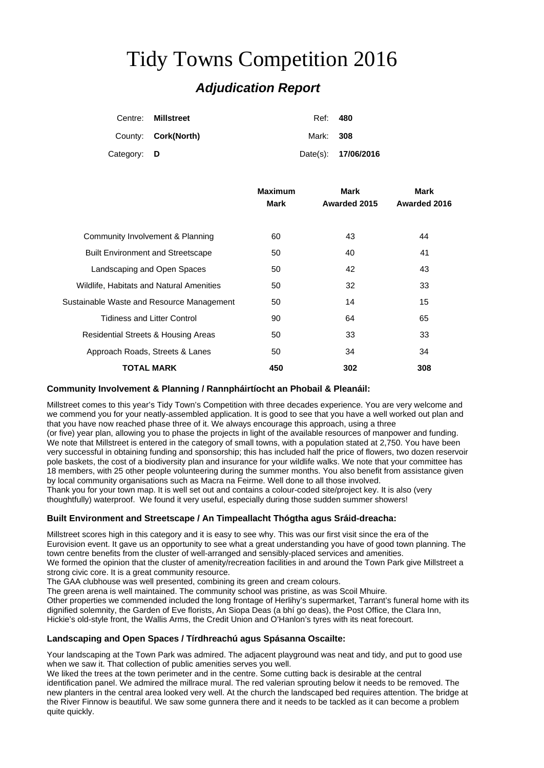# Tidy Towns Competition 2016

## *Adjudication Report*

| | | | |
|---|---|---|---|
| Centre: | **Millstreet** | Ref: | **480** |
| County: | **Cork(North)** | Mark: | **308** |
| Category: | **D** | Date(s): | **17/06/2016** |

| | Maximum Mark | Mark Awarded 2015 | Mark Awarded 2016 |
|---|---|---|---|
| Community Involvement & Planning | 60 | 43 | 44 |
| Built Environment and Streetscape | 50 | 40 | 41 |
| Landscaping and Open Spaces | 50 | 42 | 43 |
| Wildlife, Habitats and Natural Amenities | 50 | 32 | 33 |
| Sustainable Waste and Resource Management | 50 | 14 | 15 |
| Tidiness and Litter Control | 90 | 64 | 65 |
| Residential Streets & Housing Areas | 50 | 33 | 33 |
| Approach Roads, Streets & Lanes | 50 | 34 | 34 |
| **TOTAL MARK** | **450** | **302** | **308** |

### Community Involvement & Planning / Rannpháirtíocht an Phobail & Pleanáil:

Millstreet comes to this year's Tidy Town's Competition with three decades experience. You are very welcome and we commend you for your neatly-assembled application. It is good to see that you have a well worked out plan and that you have now reached phase three of it. We always encourage this approach, using a three (or five) year plan, allowing you to phase the projects in light of the available resources of manpower and funding. We note that Millstreet is entered in the category of small towns, with a population stated at 2,750. You have been very successful in obtaining funding and sponsorship; this has included half the price of flowers, two dozen reservoir pole baskets, the cost of a biodiversity plan and insurance for your wildlife walks. We note that your committee has 18 members, with 25 other people volunteering during the summer months. You also benefit from assistance given by local community organisations such as Macra na Feirme. Well done to all those involved.
Thank you for your town map. It is well set out and contains a colour-coded site/project key. It is also (very thoughtfully) waterproof. We found it very useful, especially during those sudden summer showers!

### Built Environment and Streetscape / An Timpeallacht Thógtha agus Sráid-dreacha:

Millstreet scores high in this category and it is easy to see why. This was our first visit since the era of the Eurovision event. It gave us an opportunity to see what a great understanding you have of good town planning. The town centre benefits from the cluster of well-arranged and sensibly-placed services and amenities.
We formed the opinion that the cluster of amenity/recreation facilities in and around the Town Park give Millstreet a strong civic core. It is a great community resource.
The GAA clubhouse was well presented, combining its green and cream colours.
The green arena is well maintained. The community school was pristine, as was Scoil Mhuire.
Other properties we commended included the long frontage of Herlihy's supermarket, Tarrant's funeral home with its dignified solemnity, the Garden of Eve florists, An Siopa Deas (a bhí go deas), the Post Office, the Clara Inn, Hickie's old-style front, the Wallis Arms, the Credit Union and O'Hanlon's tyres with its neat forecourt.

### Landscaping and Open Spaces / Tírdhreachú agus Spásanna Oscailte:

Your landscaping at the Town Park was admired. The adjacent playground was neat and tidy, and put to good use when we saw it. That collection of public amenities serves you well.
We liked the trees at the town perimeter and in the centre. Some cutting back is desirable at the central identification panel. We admired the millrace mural. The red valerian sprouting below it needs to be removed. The new planters in the central area looked very well. At the church the landscaped bed requires attention. The bridge at the River Finnow is beautiful. We saw some gunnera there and it needs to be tackled as it can become a problem quite quickly.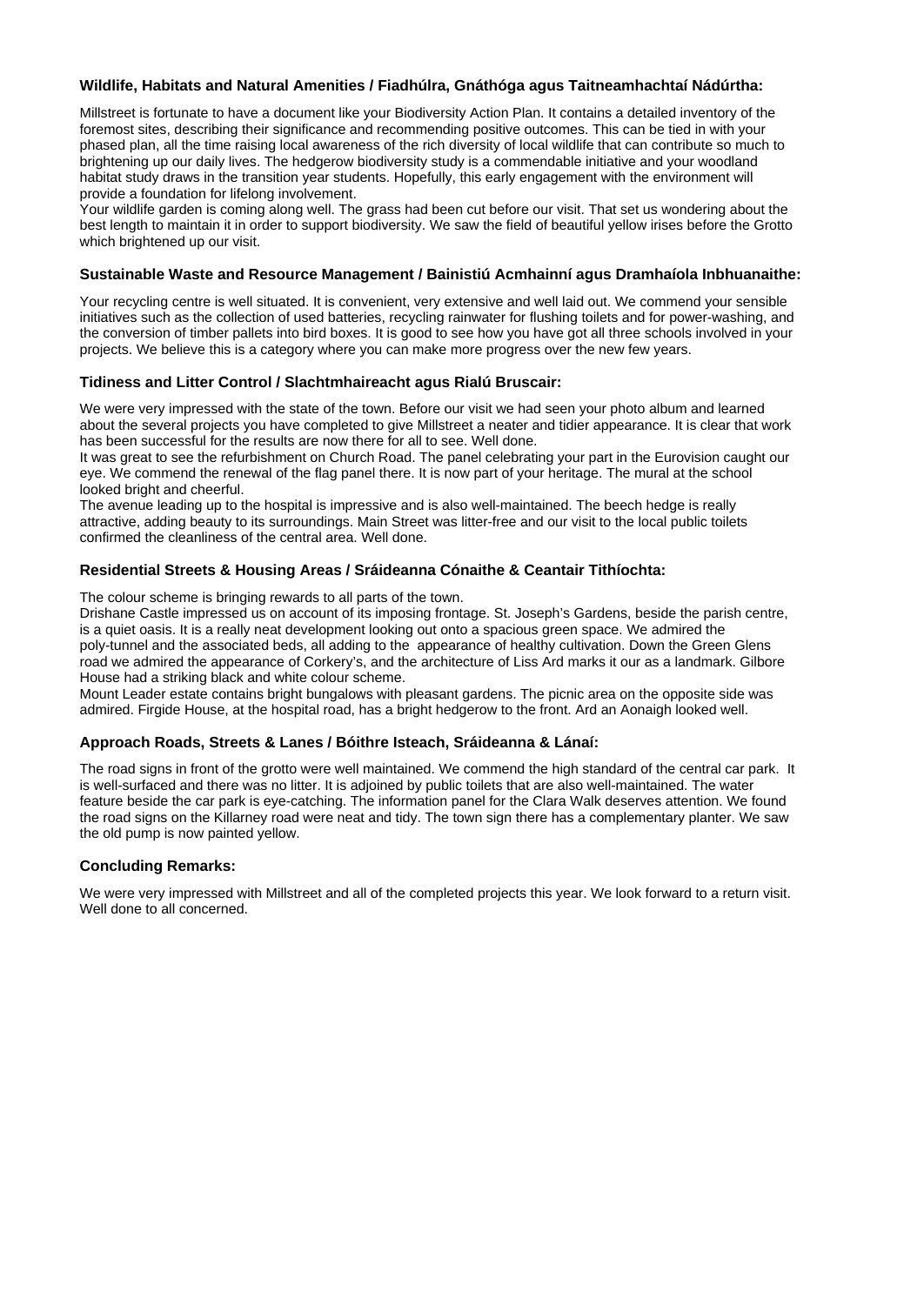### Wildlife, Habitats and Natural Amenities / Fiadhúlra, Gnáthóga agus Taitneamhachtaí Nádúrtha:

Millstreet is fortunate to have a document like your Biodiversity Action Plan. It contains a detailed inventory of the foremost sites, describing their significance and recommending positive outcomes. This can be tied in with your phased plan, all the time raising local awareness of the rich diversity of local wildlife that can contribute so much to brightening up our daily lives. The hedgerow biodiversity study is a commendable initiative and your woodland habitat study draws in the transition year students. Hopefully, this early engagement with the environment will provide a foundation for lifelong involvement.
Your wildlife garden is coming along well. The grass had been cut before our visit. That set us wondering about the best length to maintain it in order to support biodiversity. We saw the field of beautiful yellow irises before the Grotto which brightened up our visit.

### Sustainable Waste and Resource Management / Bainistiú Acmhainní agus Dramhaíola Inbhuanaithe:

Your recycling centre is well situated. It is convenient, very extensive and well laid out. We commend your sensible initiatives such as the collection of used batteries, recycling rainwater for flushing toilets and for power-washing, and the conversion of timber pallets into bird boxes. It is good to see how you have got all three schools involved in your projects. We believe this is a category where you can make more progress over the new few years.

### Tidiness and Litter Control / Slachtmhaireacht agus Rialú Bruscair:

We were very impressed with the state of the town. Before our visit we had seen your photo album and learned about the several projects you have completed to give Millstreet a neater and tidier appearance. It is clear that work has been successful for the results are now there for all to see. Well done.
It was great to see the refurbishment on Church Road. The panel celebrating your part in the Eurovision caught our eye. We commend the renewal of the flag panel there. It is now part of your heritage. The mural at the school looked bright and cheerful.
The avenue leading up to the hospital is impressive and is also well-maintained. The beech hedge is really attractive, adding beauty to its surroundings. Main Street was litter-free and our visit to the local public toilets confirmed the cleanliness of the central area. Well done.

### Residential Streets & Housing Areas / Sráideanna Cónaithe & Ceantair Tithíochta:

The colour scheme is bringing rewards to all parts of the town.
Drishane Castle impressed us on account of its imposing frontage. St. Joseph's Gardens, beside the parish centre, is a quiet oasis. It is a really neat development looking out onto a spacious green space. We admired the poly-tunnel and the associated beds, all adding to the appearance of healthy cultivation. Down the Green Glens road we admired the appearance of Corkery's, and the architecture of Liss Ard marks it our as a landmark. Gilbore House had a striking black and white colour scheme.
Mount Leader estate contains bright bungalows with pleasant gardens. The picnic area on the opposite side was admired. Firgide House, at the hospital road, has a bright hedgerow to the front. Ard an Aonaigh looked well.

### Approach Roads, Streets & Lanes / Bóithre Isteach, Sráideanna & Lánaí:

The road signs in front of the grotto were well maintained. We commend the high standard of the central car park. It is well-surfaced and there was no litter. It is adjoined by public toilets that are also well-maintained. The water feature beside the car park is eye-catching. The information panel for the Clara Walk deserves attention. We found the road signs on the Killarney road were neat and tidy. The town sign there has a complementary planter. We saw the old pump is now painted yellow.

### Concluding Remarks:

We were very impressed with Millstreet and all of the completed projects this year. We look forward to a return visit. Well done to all concerned.